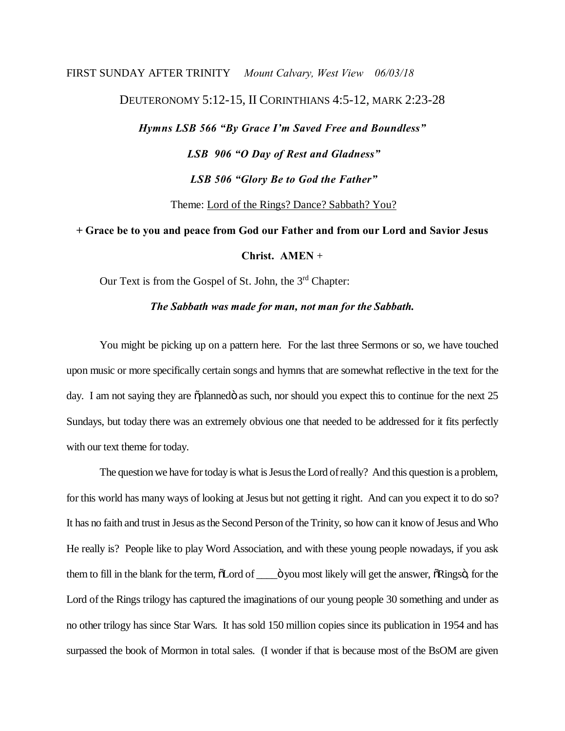FIRST SUNDAY AFTER TRINITY *Mount Calvary, West View 06/03/18*

DEUTERONOMY 5:12-15, II CORINTHIANS 4:5-12, MARK 2:23-28

***Hymns LSB 566 "By Grace I'm Saved Free and Boundless"***

***LSB 906 "O Day of Rest and Gladness"***

***LSB 506 "Glory Be to God the Father"***

Theme: Lord of the Rings? Dance? Sabbath? You?

**+ Grace be to you and peace from God our Father and from our Lord and Savior Jesus Christ. AMEN +**

Our Text is from the Gospel of St. John, the 3rd Chapter:

***The Sabbath was made for man, not man for the Sabbath.***

You might be picking up on a pattern here. For the last three Sermons or so, we have touched upon music or more specifically certain songs and hymns that are somewhat reflective in the text for the day. I am not saying they are "planned" as such, nor should you expect this to continue for the next 25 Sundays, but today there was an extremely obvious one that needed to be addressed for it fits perfectly with our text theme for today.

The question we have for today is what is Jesus the Lord of really? And this question is a problem, for this world has many ways of looking at Jesus but not getting it right. And can you expect it to do so? It has no faith and trust in Jesus as the Second Person of the Trinity, so how can it know of Jesus and Who He really is? People like to play Word Association, and with these young people nowadays, if you ask them to fill in the blank for the term, "Lord of ____" you most likely will get the answer, "Rings", for the Lord of the Rings trilogy has captured the imaginations of our young people 30 something and under as no other trilogy has since Star Wars. It has sold 150 million copies since its publication in 1954 and has surpassed the book of Mormon in total sales. (I wonder if that is because most of the BsOM are given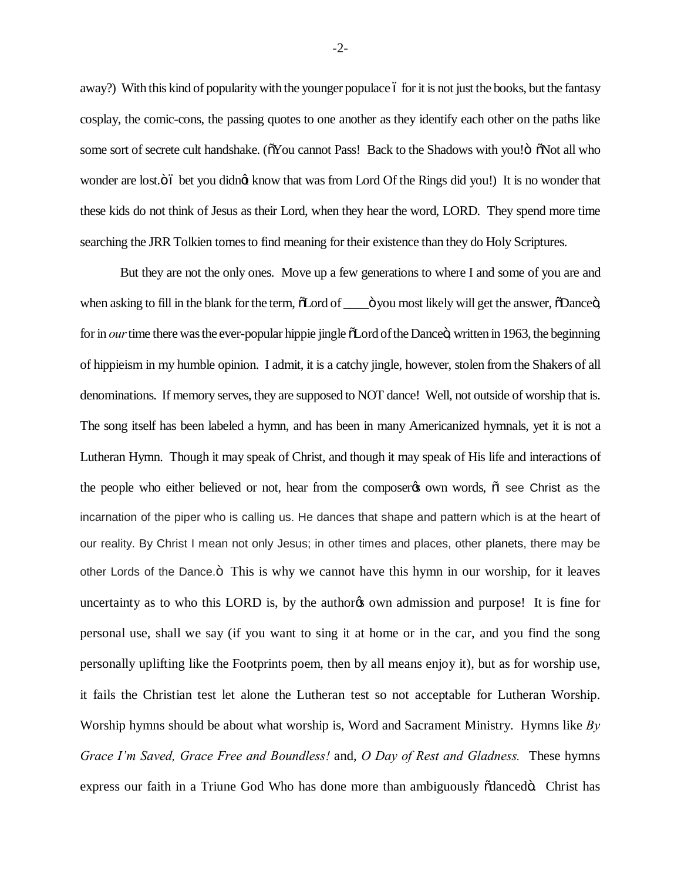away?) With this kind of popularity with the younger populace – for it is not just the books, but the fantasy cosplay, the comic-cons, the passing quotes to one another as they identify each other on the paths like some sort of secrete cult handshake. ("You cannot Pass! Back to the Shadows with you!" "Not all who wonder are lost." – bet you didn't know that was from Lord Of the Rings did you!) It is no wonder that these kids do not think of Jesus as their Lord, when they hear the word, LORD. They spend more time searching the JRR Tolkien tomes to find meaning for their existence than they do Holy Scriptures.

But they are not the only ones. Move up a few generations to where I and some of you are and when asking to fill in the blank for the term, "Lord of ____" you most likely will get the answer, "Dance", for in *our* time there was the ever-popular hippie jingle "Lord of the Dance", written in 1963, the beginning of hippieism in my humble opinion. I admit, it is a catchy jingle, however, stolen from the Shakers of all denominations. If memory serves, they are supposed to NOT dance! Well, not outside of worship that is. The song itself has been labeled a hymn, and has been in many Americanized hymnals, yet it is not a Lutheran Hymn. Though it may speak of Christ, and though it may speak of His life and interactions of the people who either believed or not, hear from the composer's own words, "I see Christ as the incarnation of the piper who is calling us. He dances that shape and pattern which is at the heart of our reality. By Christ I mean not only Jesus; in other times and places, other planets, there may be other Lords of the Dance." This is why we cannot have this hymn in our worship, for it leaves uncertainty as to who this LORD is, by the author's own admission and purpose! It is fine for personal use, shall we say (if you want to sing it at home or in the car, and you find the song personally uplifting like the Footprints poem, then by all means enjoy it), but as for worship use, it fails the Christian test let alone the Lutheran test so not acceptable for Lutheran Worship. Worship hymns should be about what worship is, Word and Sacrament Ministry. Hymns like *By Grace I'm Saved, Grace Free and Boundless!* and, *O Day of Rest and Gladness.* These hymns express our faith in a Triune God Who has done more than ambiguously "danced". Christ has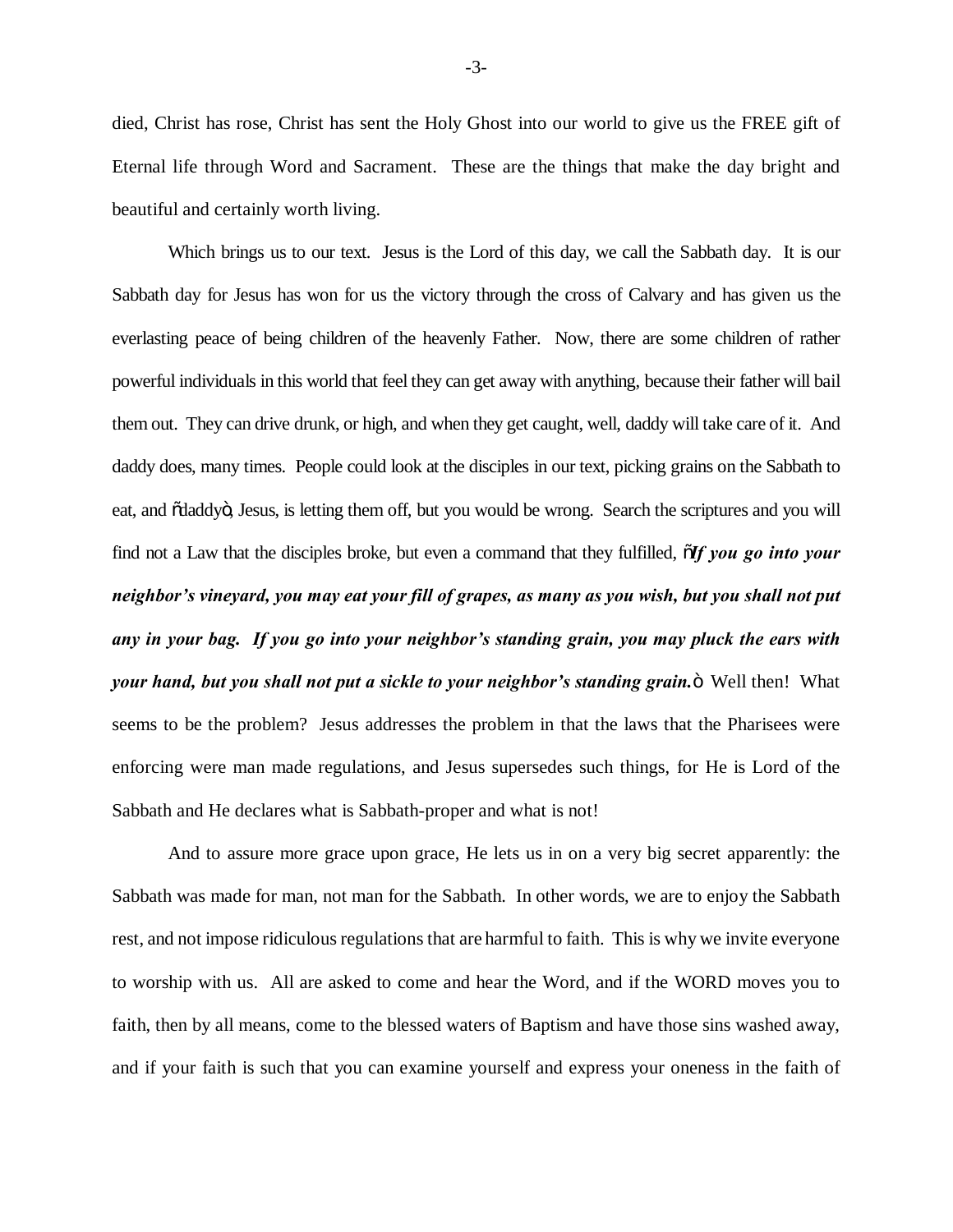died, Christ has rose, Christ has sent the Holy Ghost into our world to give us the FREE gift of Eternal life through Word and Sacrament. These are the things that make the day bright and beautiful and certainly worth living.

Which brings us to our text. Jesus is the Lord of this day, we call the Sabbath day. It is our Sabbath day for Jesus has won for us the victory through the cross of Calvary and has given us the everlasting peace of being children of the heavenly Father. Now, there are some children of rather powerful individuals in this world that feel they can get away with anything, because their father will bail them out. They can drive drunk, or high, and when they get caught, well, daddy will take care of it. And daddy does, many times. People could look at the disciples in our text, picking grains on the Sabbath to eat, and "daddy", Jesus, is letting them off, but you would be wrong. Search the scriptures and you will find not a Law that the disciples broke, but even a command that they fulfilled, "***If you go into your neighbor's vineyard, you may eat your fill of grapes, as many as you wish, but you shall not put any in your bag. If you go into your neighbor's standing grain, you may pluck the ears with your hand, but you shall not put a sickle to your neighbor's standing grain.***" Well then! What seems to be the problem? Jesus addresses the problem in that the laws that the Pharisees were enforcing were man made regulations, and Jesus supersedes such things, for He is Lord of the Sabbath and He declares what is Sabbath-proper and what is not!

And to assure more grace upon grace, He lets us in on a very big secret apparently: the Sabbath was made for man, not man for the Sabbath. In other words, we are to enjoy the Sabbath rest, and not impose ridiculous regulations that are harmful to faith. This is why we invite everyone to worship with us. All are asked to come and hear the Word, and if the WORD moves you to faith, then by all means, come to the blessed waters of Baptism and have those sins washed away, and if your faith is such that you can examine yourself and express your oneness in the faith of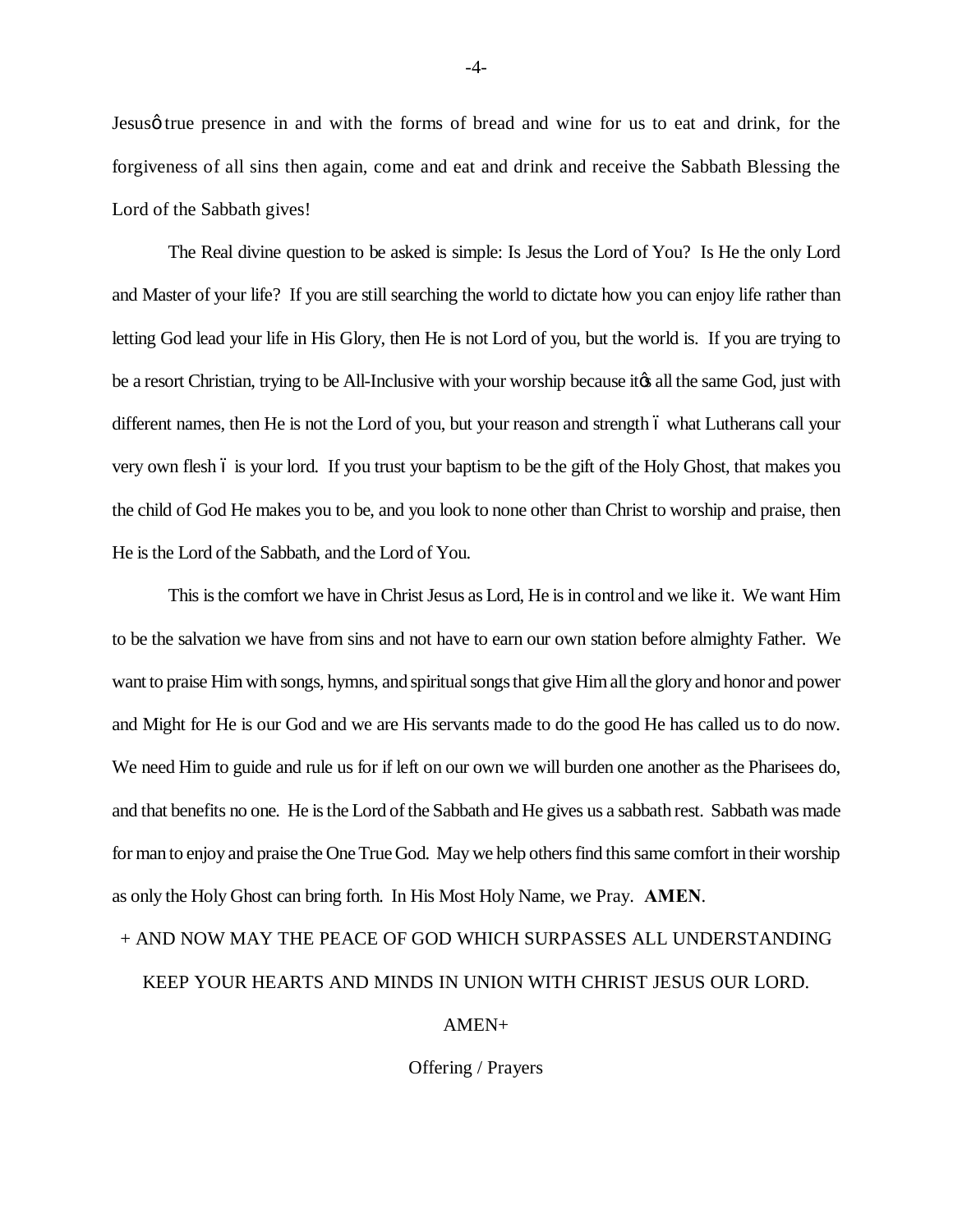Jesusø true presence in and with the forms of bread and wine for us to eat and drink, for the forgiveness of all sins then again, come and eat and drink and receive the Sabbath Blessing the Lord of the Sabbath gives!

The Real divine question to be asked is simple: Is Jesus the Lord of You? Is He the only Lord and Master of your life? If you are still searching the world to dictate how you can enjoy life rather than letting God lead your life in His Glory, then He is not Lord of you, but the world is. If you are trying to be a resort Christian, trying to be All-Inclusive with your worship because itøs all the same God, just with different names, then He is not the Lord of you, but your reason and strength ó what Lutherans call your very own flesh ó is your lord. If you trust your baptism to be the gift of the Holy Ghost, that makes you the child of God He makes you to be, and you look to none other than Christ to worship and praise, then He is the Lord of the Sabbath, and the Lord of You.

This is the comfort we have in Christ Jesus as Lord, He is in control and we like it. We want Him to be the salvation we have from sins and not have to earn our own station before almighty Father. We want to praise Him with songs, hymns, and spiritual songs that give Him all the glory and honor and power and Might for He is our God and we are His servants made to do the good He has called us to do now. We need Him to guide and rule us for if left on our own we will burden one another as the Pharisees do, and that benefits no one. He is the Lord of the Sabbath and He gives us a sabbath rest. Sabbath was made for man to enjoy and praise the One True God. May we help others find this same comfort in their worship as only the Holy Ghost can bring forth. In His Most Holy Name, we Pray. **AMEN**.

+ AND NOW MAY THE PEACE OF GOD WHICH SURPASSES ALL UNDERSTANDING KEEP YOUR HEARTS AND MINDS IN UNION WITH CHRIST JESUS OUR LORD.

AMEN+

Offering / Prayers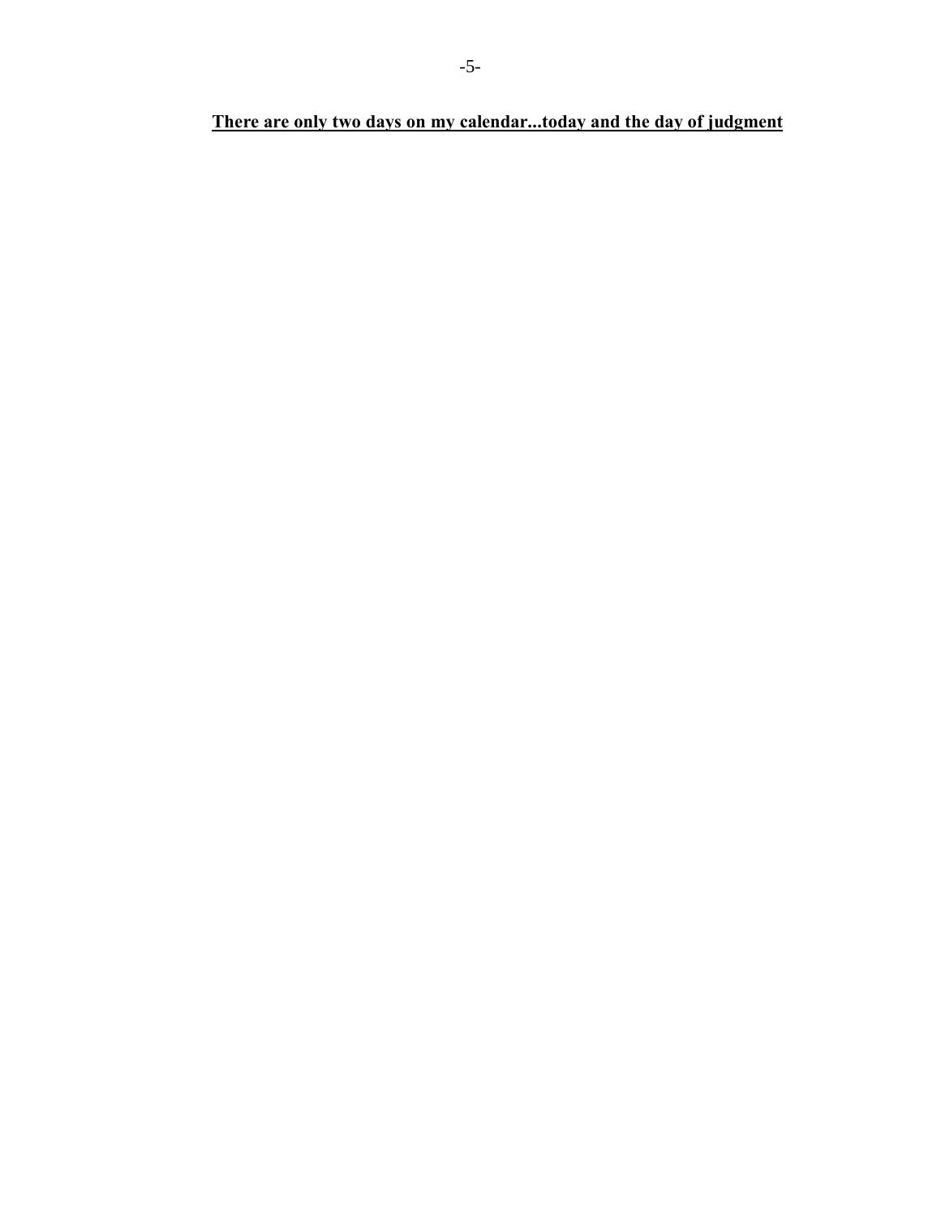**There are only two days on my calendar...today and the day of judgment**